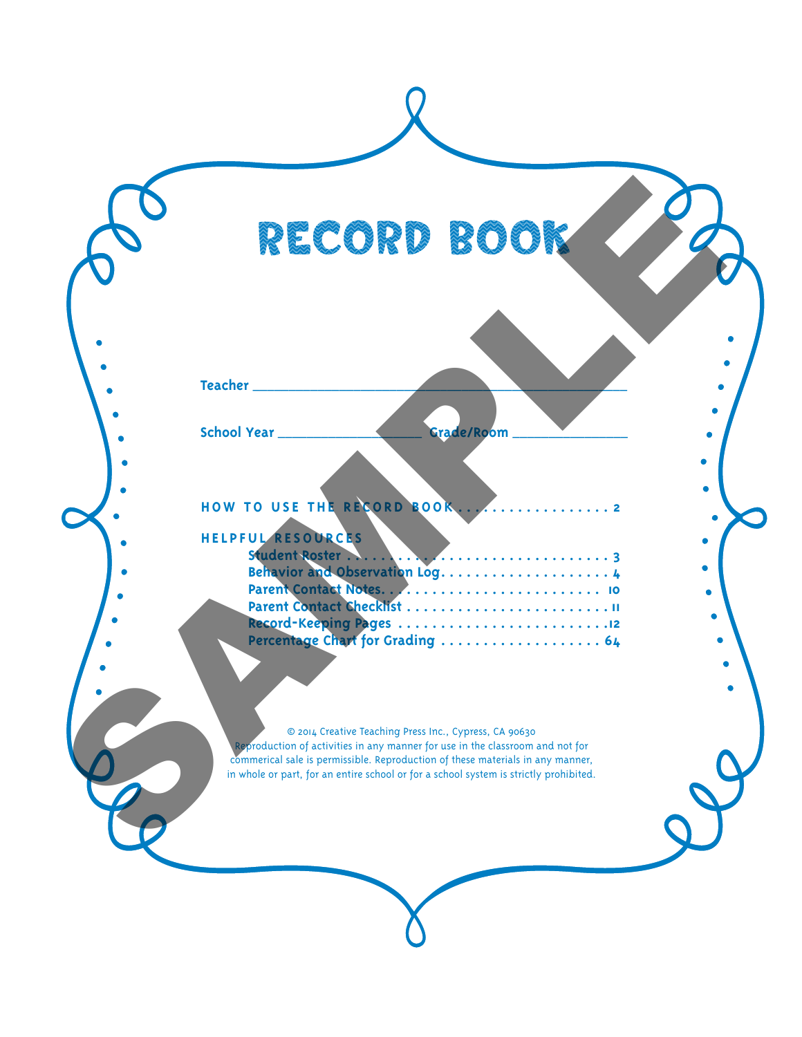# RECORD BOOK

Teacher ______________________________________________

School Year ____________________ Grade/Room ________________

HOW TO USE THE RECORD BOOK . . . . . . . . . . . . . . . . . . 2

HELPFUL RESOURCES

- Student Roster . . . . . . . . . . . . . . . . . . . . . . . . . . . . . . . . . 3
- Behavior and Observation Log. . . . . . . . . . . . . . . . . . . . . 4
- Parent Contact Notes. . . . . . . . . . . . . . . . . . . . . . . . . . 10
- Parent Contact Checklist . . . . . . . . . . . . . . . . . . . . . . . . 11
- Record-Keeping Pages . . . . . . . . . . . . . . . . . . . . . . . . . .12
- Percentage Chart for Grading . . . . . . . . . . . . . . . . . . . 64

© 2014 Creative Teaching Press Inc., Cypress, CA 90630
Reproduction of activities in any manner for use in the classroom and not for commerical sale is permissible. Reproduction of these materials in any manner, in whole or part, for an entire school or for a school system is strictly prohibited.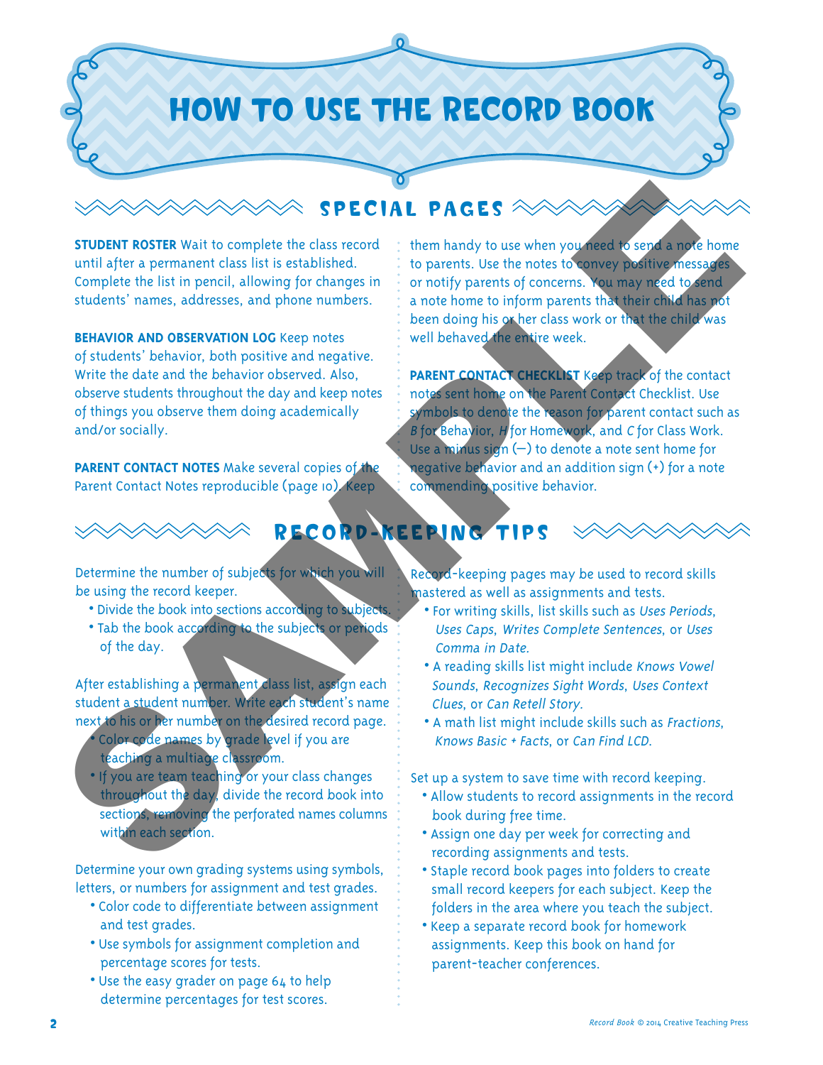# HOW TO USE THE RECORD BOOK

## SPECIAL PAGES

**STUDENT ROSTER** Wait to complete the class record until after a permanent class list is established. Complete the list in pencil, allowing for changes in students' names, addresses, and phone numbers.

**BEHAVIOR AND OBSERVATION LOG** Keep notes of students' behavior, both positive and negative. Write the date and the behavior observed. Also, observe students throughout the day and keep notes of things you observe them doing academically and/or socially.

**PARENT CONTACT NOTES** Make several copies of the Parent Contact Notes reproducible (page 10). Keep them handy to use when you need to send a note home to parents. Use the notes to convey positive messages or notify parents of concerns. You may need to send a note home to inform parents that their child has not been doing his or her class work or that the child was well behaved the entire week.

**PARENT CONTACT CHECKLIST** Keep track of the contact notes sent home on the Parent Contact Checklist. Use symbols to denote the reason for parent contact such as *B* for Behavior, *H* for Homework, and *C* for Class Work. Use a minus sign (–) to denote a note sent home for negative behavior and an addition sign (+) for a note commending positive behavior.

## RECORD-KEEPING TIPS

Determine the number of subjects for which you will be using the record keeper.

- Divide the book into sections according to subjects.
- Tab the book according to the subjects or periods of the day.

After establishing a permanent class list, assign each student a student number. Write each student's name next to his or her number on the desired record page.

- Color code names by grade level if you are teaching a multiage classroom.
- If you are team teaching or your class changes throughout the day, divide the record book into sections, removing the perforated names columns within each section.

Determine your own grading systems using symbols, letters, or numbers for assignment and test grades.

- Color code to differentiate between assignment and test grades.
- Use symbols for assignment completion and percentage scores for tests.
- Use the easy grader on page 64 to help determine percentages for test scores.

Record-keeping pages may be used to record skills mastered as well as assignments and tests.

- For writing skills, list skills such as *Uses Periods*, *Uses Caps*, *Writes Complete Sentences*, or *Uses Comma in Date.*
- A reading skills list might include *Knows Vowel Sounds*, *Recognizes Sight Words*, *Uses Context Clues*, or *Can Retell Story*.
- A math list might include skills such as *Fractions*, *Knows Basic + Facts*, or *Can Find LCD.*

Set up a system to save time with record keeping.

- Allow students to record assignments in the record book during free time.
- Assign one day per week for correcting and recording assignments and tests.
- Staple record book pages into folders to create small record keepers for each subject. Keep the folders in the area where you teach the subject.
- Keep a separate record book for homework assignments. Keep this book on hand for parent-teacher conferences.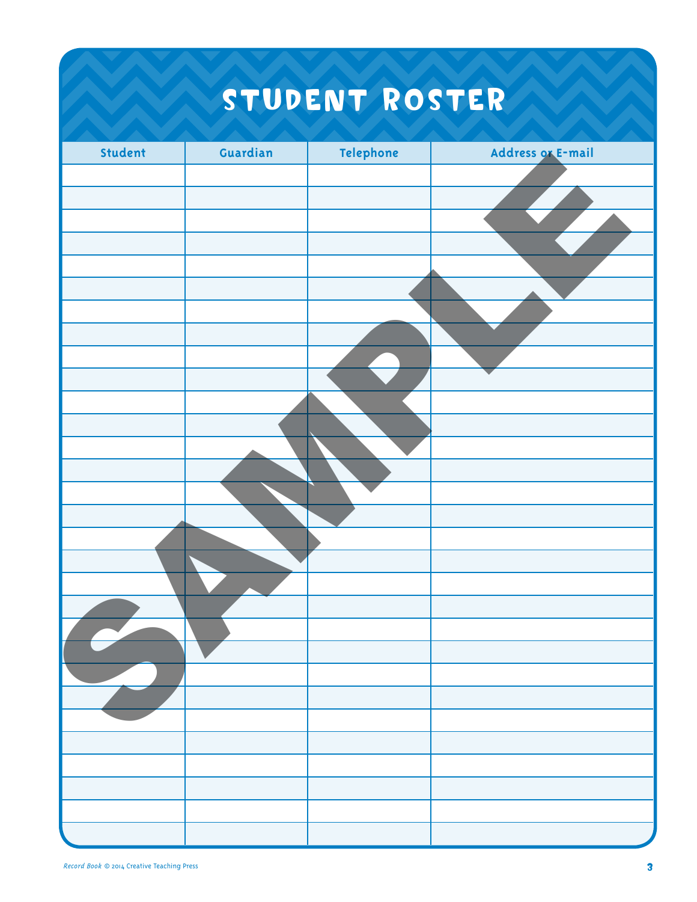# STUDENT ROSTER

| Student | Guardian | Telephone | Address or E-mail |
|---|---|---|---|
| | | | |
| | | | |
| | | | |
| | | | |
| | | | |
| | | | |
| | | | |
| | | | |
| | | | |
| | | | |
| | | | |
| | | | |
| | | | |
| | | | |
| | | | |
| | | | |
| | | | |
| | | | |
| | | | |
| | | | |
| | | | |
| | | | |
| | | | |
| | | | |
| | | | |
| | | | |
| | | | |
| | | | |
| | | | |
| | | | |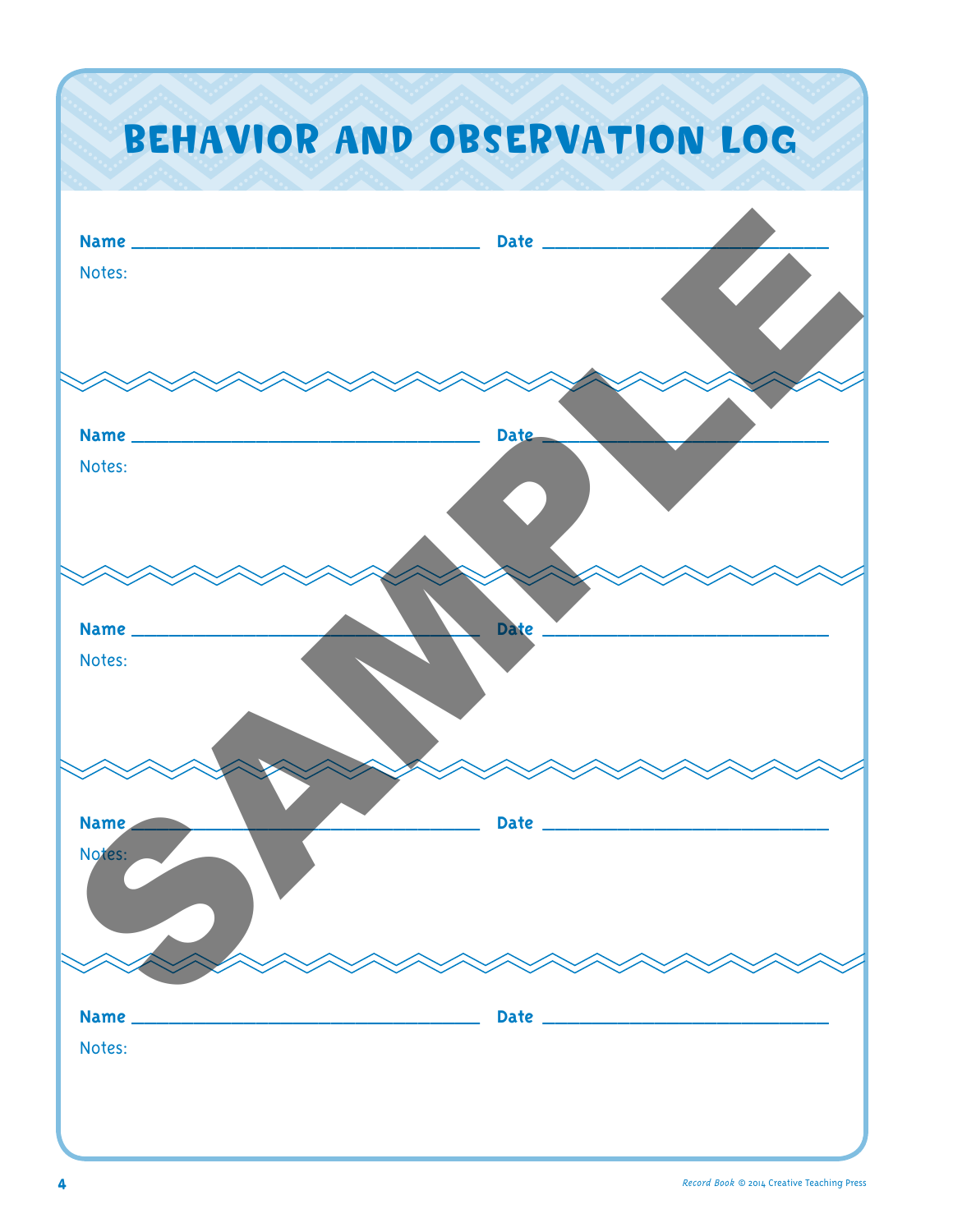# BEHAVIOR AND OBSERVATION LOG

**Name** ______________________________ **Date** ______________________

Notes:

---

**Name** ______________________________ **Date** ______________________

Notes:

---

**Name** ______________________________ **Date** ______________________

Notes:

---

**Name** ______________________________ **Date** ______________________

Notes:

---

**Name** ______________________________ **Date** ______________________

Notes:

SAMPLE

*Record Book* © 2014 Creative Teaching Press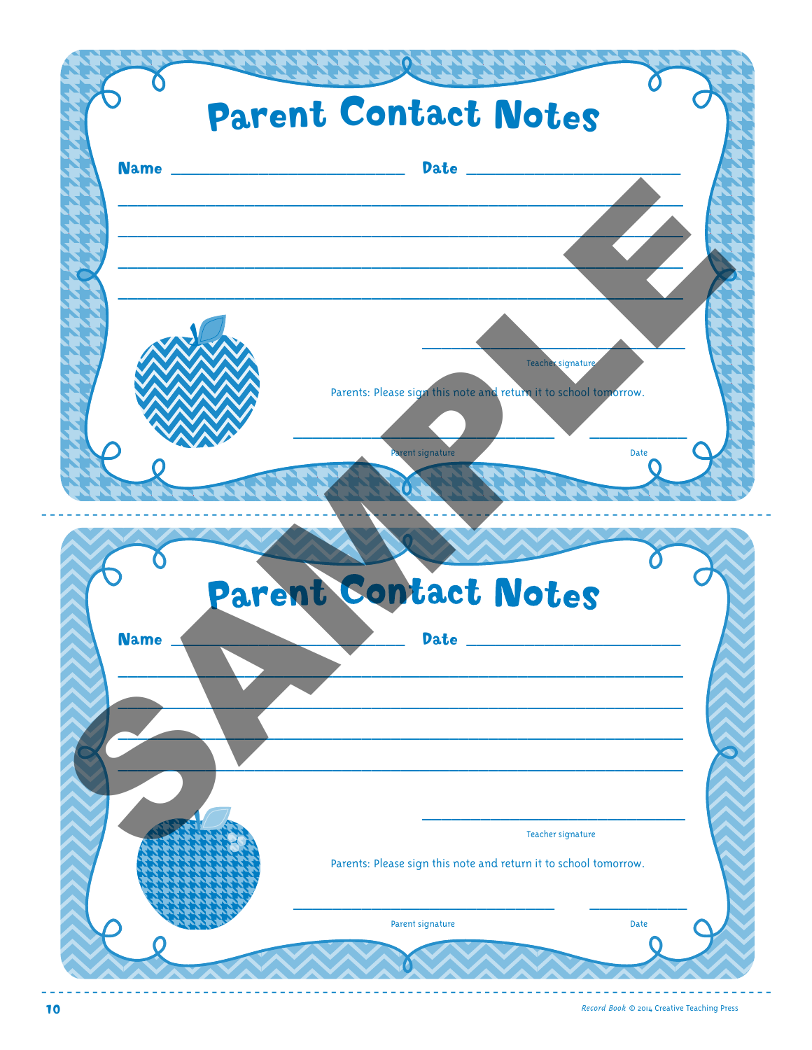# Parent Contact Notes

Name ______________________________ Date ____________________________

_____________________________________________________________________

_____________________________________________________________________

_____________________________________________________________________

_____________________________________________________________________

______________________________
Teacher signature

Parents: Please sign this note and return it to school tomorrow.

______________________________ ______________
Parent signature Date

---

# Parent Contact Notes

Name ______________________________ Date ____________________________

_____________________________________________________________________

_____________________________________________________________________

_____________________________________________________________________

_____________________________________________________________________

______________________________
Teacher signature

Parents: Please sign this note and return it to school tomorrow.

______________________________ ______________
Parent signature Date

SAMPLE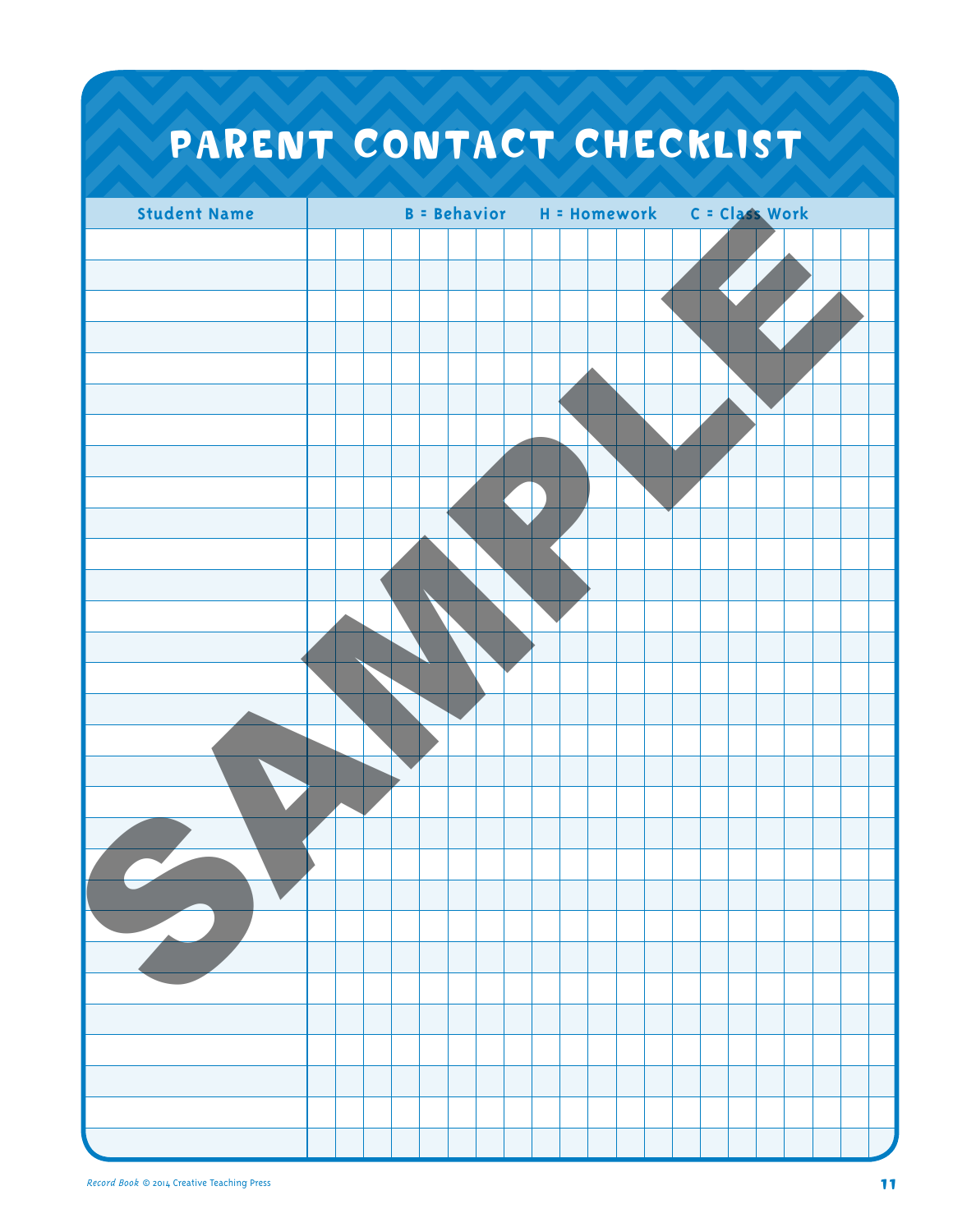# PARENT CONTACT CHECKLIST

| Student Name | B = Behavior H = Homework C = Class Work | | | | | | | | | | | | | | | | | | | |
|---|---|---|---|---|---|---|---|---|---|---|---|---|---|---|---|---|---|---|---|---|
| | | | | | | | | | | | | | | | | | | | | |
| | | | | | | | | | | | | | | | | | | | | |
| | | | | | | | | | | | | | | | | | | | | |
| | | | | | | | | | | | | | | | | | | | | |
| | | | | | | | | | | | | | | | | | | | | |
| | | | | | | | | | | | | | | | | | | | | |
| | | | | | | | | | | | | | | | | | | | | |
| | | | | | | | | | | | | | | | | | | | | |
| | | | | | | | | | | | | | | | | | | | | |
| | | | | | | | | | | | | | | | | | | | | |
| | | | | | | | | | | | | | | | | | | | | |
| | | | | | | | | | | | | | | | | | | | | |
| | | | | | | | | | | | | | | | | | | | | |
| | | | | | | | | | | | | | | | | | | | | |
| | | | | | | | | | | | | | | | | | | | | |
| | | | | | | | | | | | | | | | | | | | | |
| | | | | | | | | | | | | | | | | | | | | |
| | | | | | | | | | | | | | | | | | | | | |
| | | | | | | | | | | | | | | | | | | | | |
| | | | | | | | | | | | | | | | | | | | | |
| | | | | | | | | | | | | | | | | | | | | |
| | | | | | | | | | | | | | | | | | | | | |
| | | | | | | | | | | | | | | | | | | | | |
| | | | | | | | | | | | | | | | | | | | | |
| | | | | | | | | | | | | | | | | | | | | |
| | | | | | | | | | | | | | | | | | | | | |
| | | | | | | | | | | | | | | | | | | | | |
| | | | | | | | | | | | | | | | | | | | | |
| | | | | | | | | | | | | | | | | | | | | |
| | | | | | | | | | | | | | | | | | | | | |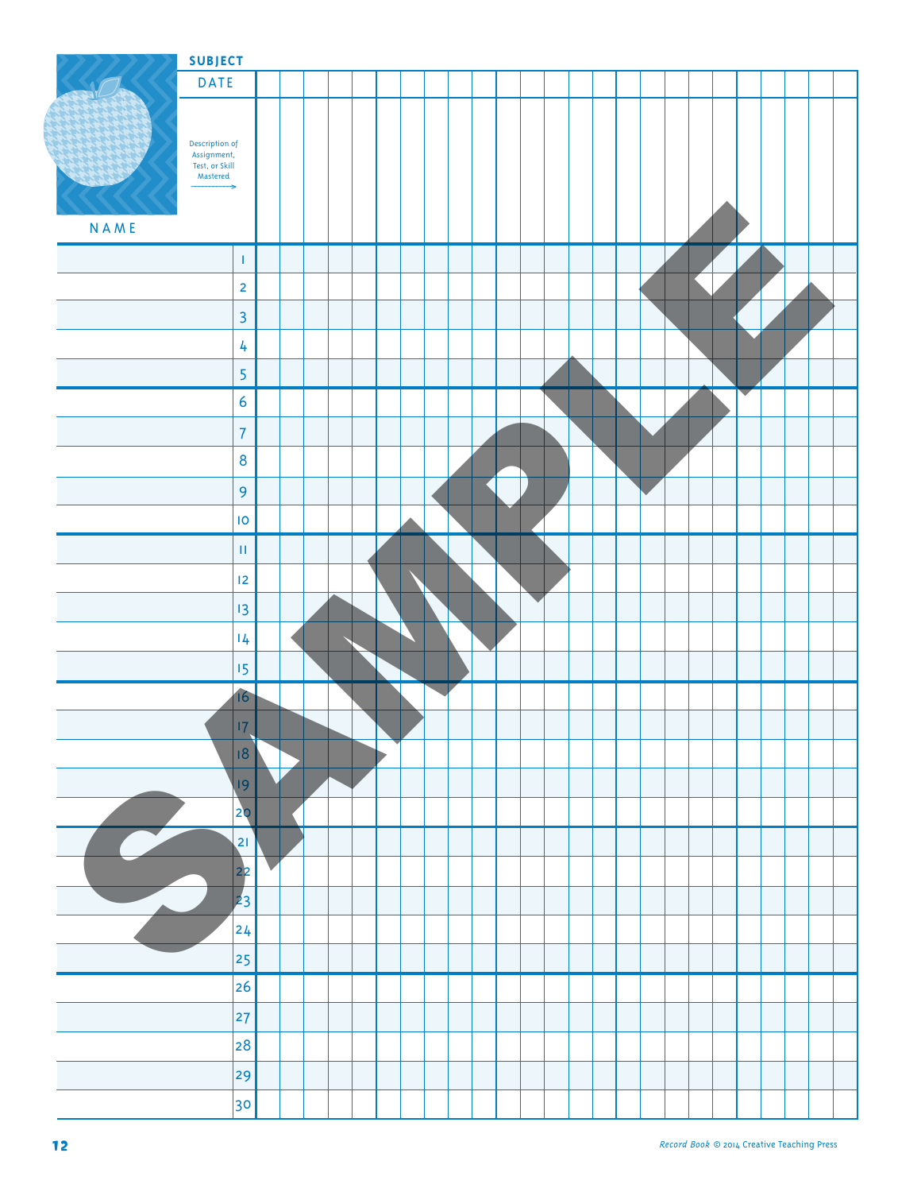**SUBJECT**

| NAME | | DATE | | | | | | | | | | | | | | | | | | | | | | | | |
|---|---|---|---|---|---|---|---|---|---|---|---|---|---|---|---|---|---|---|---|---|---|---|---|---|---|---|
| | | Description of Assignment, Test, or Skill Mastered → | | | | | | | | | | | | | | | | | | | | | | | | |
| | 1 | | | | | | | | | | | | | | | | | | | | | | | | | |
| | 2 | | | | | | | | | | | | | | | | | | | | | | | | | |
| | 3 | | | | | | | | | | | | | | | | | | | | | | | | | |
| | 4 | | | | | | | | | | | | | | | | | | | | | | | | | |
| | 5 | | | | | | | | | | | | | | | | | | | | | | | | | |
| | 6 | | | | | | | | | | | | | | | | | | | | | | | | | |
| | 7 | | | | | | | | | | | | | | | | | | | | | | | | | |
| | 8 | | | | | | | | | | | | | | | | | | | | | | | | | |
| | 9 | | | | | | | | | | | | | | | | | | | | | | | | | |
| | 10 | | | | | | | | | | | | | | | | | | | | | | | | | |
| | 11 | | | | | | | | | | | | | | | | | | | | | | | | | |
| | 12 | | | | | | | | | | | | | | | | | | | | | | | | | |
| | 13 | | | | | | | | | | | | | | | | | | | | | | | | | |
| | 14 | | | | | | | | | | | | | | | | | | | | | | | | | |
| | 15 | | | | | | | | | | | | | | | | | | | | | | | | | |
| | 16 | | | | | | | | | | | | | | | | | | | | | | | | | |
| | 17 | | | | | | | | | | | | | | | | | | | | | | | | | |
| | 18 | | | | | | | | | | | | | | | | | | | | | | | | | |
| | 19 | | | | | | | | | | | | | | | | | | | | | | | | | |
| | 20 | | | | | | | | | | | | | | | | | | | | | | | | | |
| | 21 | | | | | | | | | | | | | | | | | | | | | | | | | |
| | 22 | | | | | | | | | | | | | | | | | | | | | | | | | |
| | 23 | | | | | | | | | | | | | | | | | | | | | | | | | |
| | 24 | | | | | | | | | | | | | | | | | | | | | | | | | |
| | 25 | | | | | | | | | | | | | | | | | | | | | | | | | |
| | 26 | | | | | | | | | | | | | | | | | | | | | | | | | |
| | 27 | | | | | | | | | | | | | | | | | | | | | | | | | |
| | 28 | | | | | | | | | | | | | | | | | | | | | | | | | |
| | 29 | | | | | | | | | | | | | | | | | | | | | | | | | |
| | 30 | | | | | | | | | | | | | | | | | | | | | | | | | |

SAMPLE

*Record Book* © 2014 Creative Teaching Press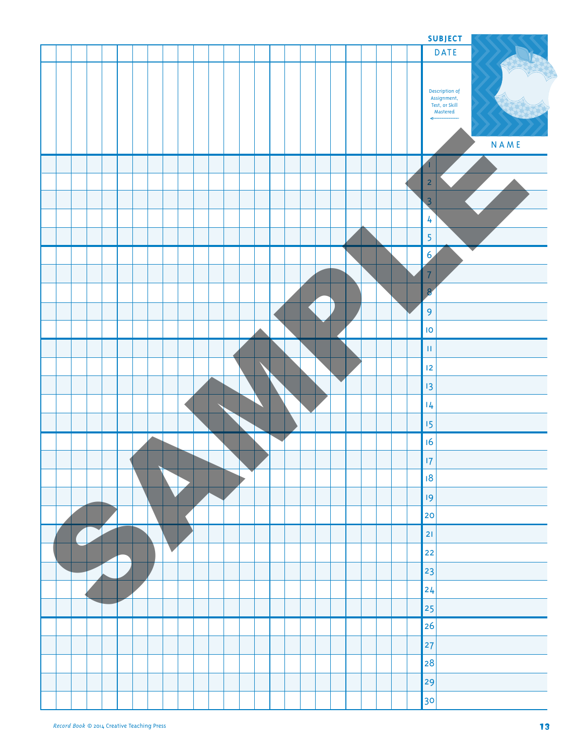SUBJECT

DATE

Description of Assignment, Test, or Skill Mastered

NAME

| | | | | | | | | | | | | | | | | | | | | | | | | | |
|---|---|---|---|---|---|---|---|---|---|---|---|---|---|---|---|---|---|---|---|---|---|---|---|---|---|
| 1 | | | | | | | | | | | | | | | | | | | | | | | | | |
| 2 | | | | | | | | | | | | | | | | | | | | | | | | | |
| 3 | | | | | | | | | | | | | | | | | | | | | | | | | |
| 4 | | | | | | | | | | | | | | | | | | | | | | | | | |
| 5 | | | | | | | | | | | | | | | | | | | | | | | | | |
| 6 | | | | | | | | | | | | | | | | | | | | | | | | | |
| 7 | | | | | | | | | | | | | | | | | | | | | | | | | |
| 8 | | | | | | | | | | | | | | | | | | | | | | | | | |
| 9 | | | | | | | | | | | | | | | | | | | | | | | | | |
| 10 | | | | | | | | | | | | | | | | | | | | | | | | | |
| 11 | | | | | | | | | | | | | | | | | | | | | | | | | |
| 12 | | | | | | | | | | | | | | | | | | | | | | | | | |
| 13 | | | | | | | | | | | | | | | | | | | | | | | | | |
| 14 | | | | | | | | | | | | | | | | | | | | | | | | | |
| 15 | | | | | | | | | | | | | | | | | | | | | | | | | |
| 16 | | | | | | | | | | | | | | | | | | | | | | | | | |
| 17 | | | | | | | | | | | | | | | | | | | | | | | | | |
| 18 | | | | | | | | | | | | | | | | | | | | | | | | | |
| 19 | | | | | | | | | | | | | | | | | | | | | | | | | |
| 20 | | | | | | | | | | | | | | | | | | | | | | | | | |
| 21 | | | | | | | | | | | | | | | | | | | | | | | | | |
| 22 | | | | | | | | | | | | | | | | | | | | | | | | | |
| 23 | | | | | | | | | | | | | | | | | | | | | | | | | |
| 24 | | | | | | | | | | | | | | | | | | | | | | | | | |
| 25 | | | | | | | | | | | | | | | | | | | | | | | | | |
| 26 | | | | | | | | | | | | | | | | | | | | | | | | | |
| 27 | | | | | | | | | | | | | | | | | | | | | | | | | |
| 28 | | | | | | | | | | | | | | | | | | | | | | | | | |
| 29 | | | | | | | | | | | | | | | | | | | | | | | | | |
| 30 | | | | | | | | | | | | | | | | | | | | | | | | | |

SAMPLE

*Record Book* © 2014 Creative Teaching Press